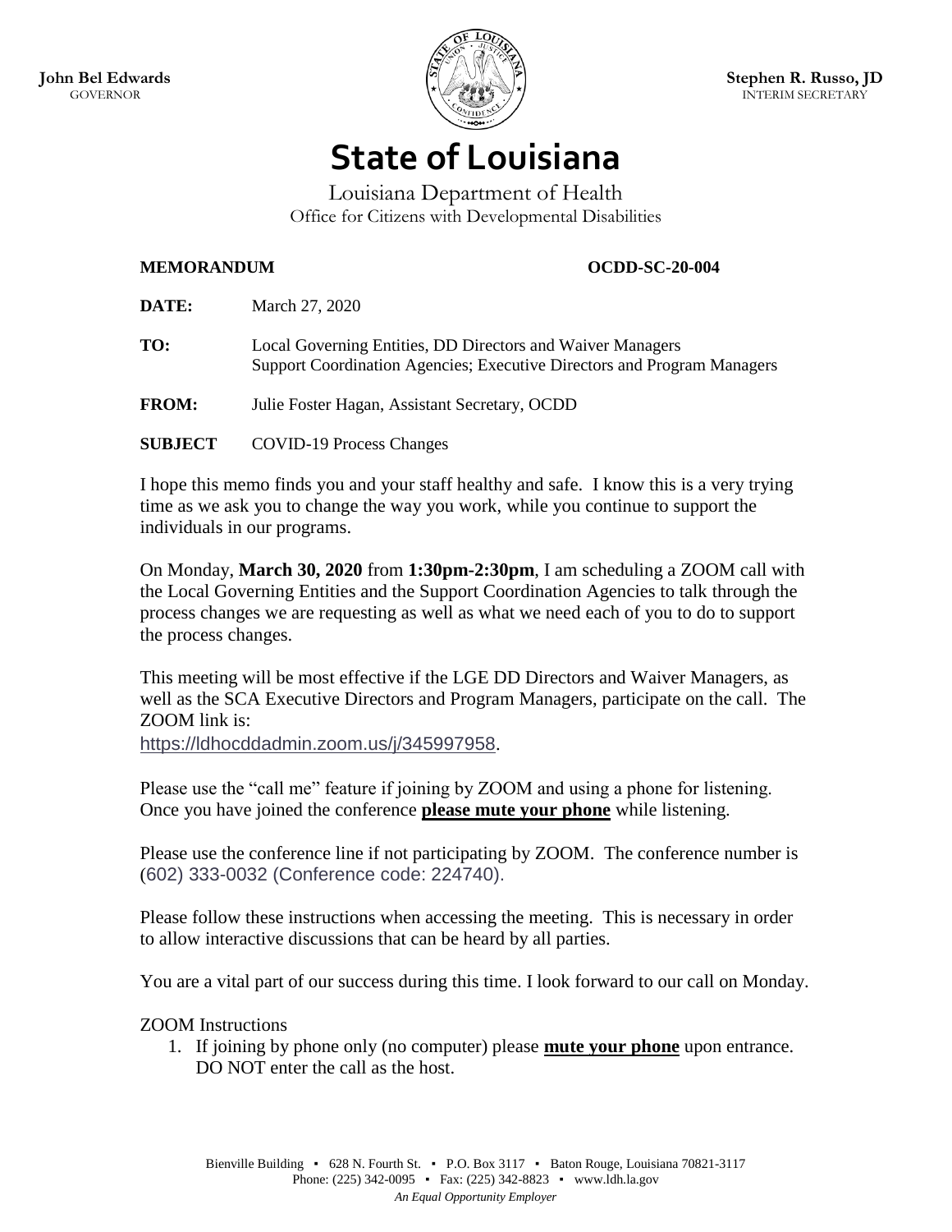**John Bel Edwards**
GOVERNOR

**Stephen R. Russo, JD**
INTERIM SECRETARY

# State of Louisiana

Louisiana Department of Health
Office for Citizens with Developmental Disabilities

**MEMORANDUM** **OCDD-SC-20-004**

**DATE:** March 27, 2020

**TO:** Local Governing Entities, DD Directors and Waiver Managers
Support Coordination Agencies; Executive Directors and Program Managers

**FROM:** Julie Foster Hagan, Assistant Secretary, OCDD

**SUBJECT** COVID-19 Process Changes

I hope this memo finds you and your staff healthy and safe. I know this is a very trying time as we ask you to change the way you work, while you continue to support the individuals in our programs.

On Monday, **March 30, 2020** from **1:30pm-2:30pm**, I am scheduling a ZOOM call with the Local Governing Entities and the Support Coordination Agencies to talk through the process changes we are requesting as well as what we need each of you to do to support the process changes.

This meeting will be most effective if the LGE DD Directors and Waiver Managers, as well as the SCA Executive Directors and Program Managers, participate on the call. The ZOOM link is:
https://ldhocddadmin.zoom.us/j/345997958.

Please use the "call me" feature if joining by ZOOM and using a phone for listening. Once you have joined the conference **please mute your phone** while listening.

Please use the conference line if not participating by ZOOM. The conference number is (602) 333-0032 (Conference code: 224740).

Please follow these instructions when accessing the meeting. This is necessary in order to allow interactive discussions that can be heard by all parties.

You are a vital part of our success during this time. I look forward to our call on Monday.

ZOOM Instructions

1. If joining by phone only (no computer) please **mute your phone** upon entrance. DO NOT enter the call as the host.

Bienville Building ▪ 628 N. Fourth St. ▪ P.O. Box 3117 ▪ Baton Rouge, Louisiana 70821-3117
Phone: (225) 342-0095 ▪ Fax: (225) 342-8823 ▪ www.ldh.la.gov
*An Equal Opportunity Employer*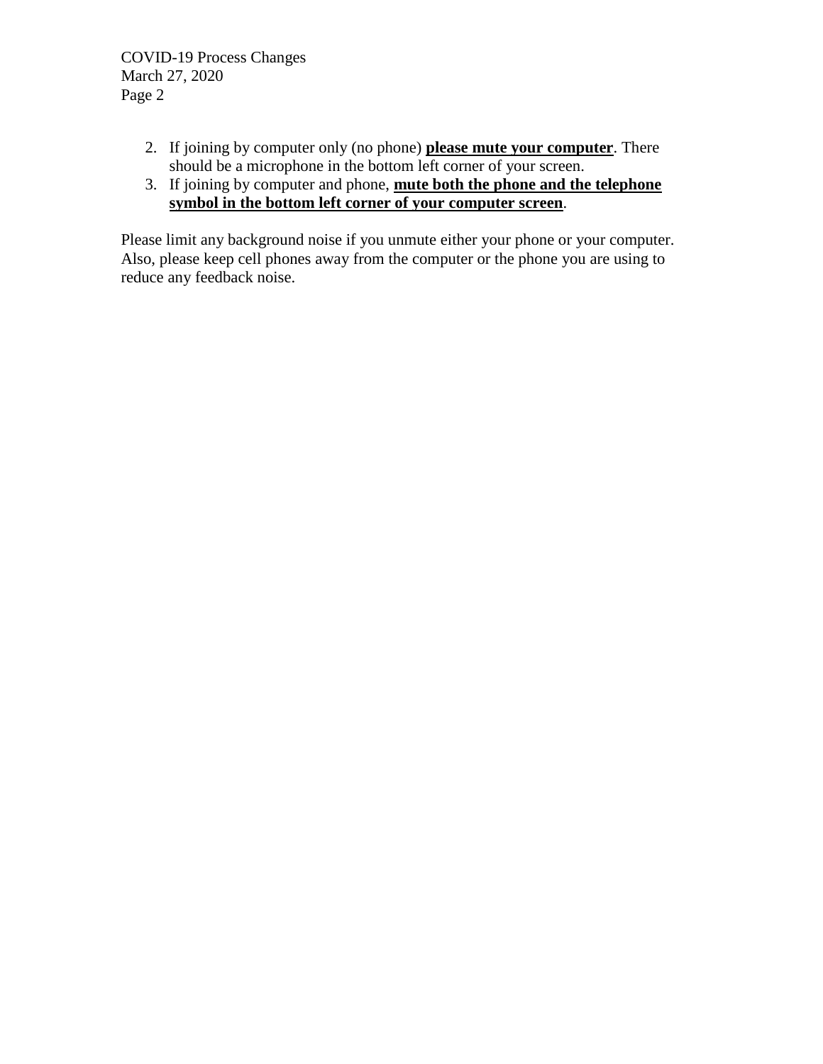2. If joining by computer only (no phone) **please mute your computer**. There should be a microphone in the bottom left corner of your screen.
3. If joining by computer and phone, **mute both the phone and the telephone symbol in the bottom left corner of your computer screen**.

Please limit any background noise if you unmute either your phone or your computer. Also, please keep cell phones away from the computer or the phone you are using to reduce any feedback noise.